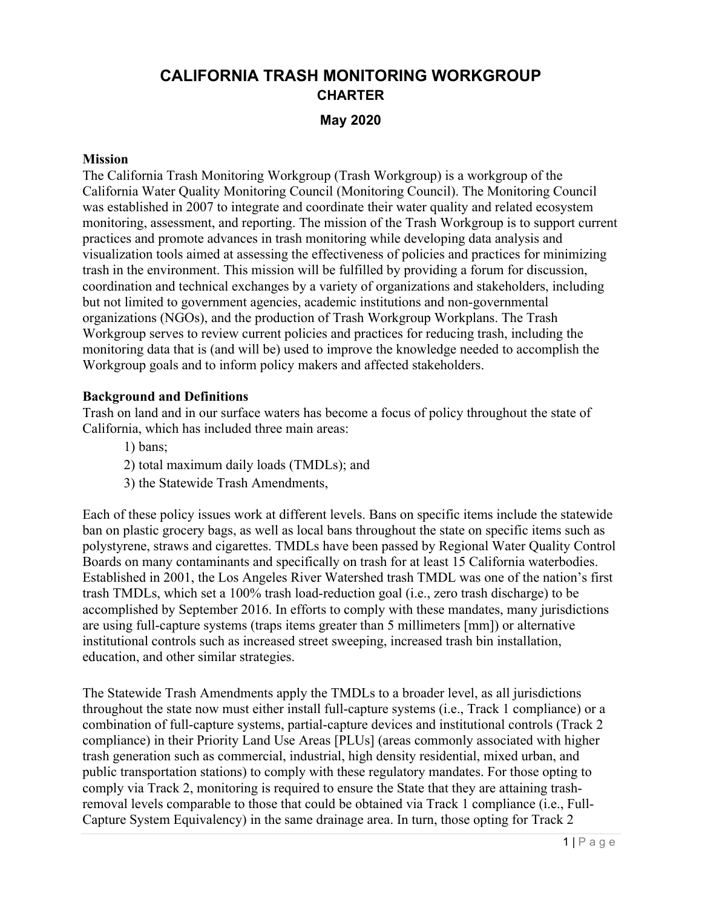# CALIFORNIA TRASH MONITORING WORKGROUP

## CHARTER

### May 2020

**Mission**

The California Trash Monitoring Workgroup (Trash Workgroup) is a workgroup of the California Water Quality Monitoring Council (Monitoring Council). The Monitoring Council was established in 2007 to integrate and coordinate their water quality and related ecosystem monitoring, assessment, and reporting. The mission of the Trash Workgroup is to support current practices and promote advances in trash monitoring while developing data analysis and visualization tools aimed at assessing the effectiveness of policies and practices for minimizing trash in the environment. This mission will be fulfilled by providing a forum for discussion, coordination and technical exchanges by a variety of organizations and stakeholders, including but not limited to government agencies, academic institutions and non-governmental organizations (NGOs), and the production of Trash Workgroup Workplans. The Trash Workgroup serves to review current policies and practices for reducing trash, including the monitoring data that is (and will be) used to improve the knowledge needed to accomplish the Workgroup goals and to inform policy makers and affected stakeholders.

**Background and Definitions**

Trash on land and in our surface waters has become a focus of policy throughout the state of California, which has included three main areas:

1) bans;
2) total maximum daily loads (TMDLs); and
3) the Statewide Trash Amendments,

Each of these policy issues work at different levels. Bans on specific items include the statewide ban on plastic grocery bags, as well as local bans throughout the state on specific items such as polystyrene, straws and cigarettes. TMDLs have been passed by Regional Water Quality Control Boards on many contaminants and specifically on trash for at least 15 California waterbodies. Established in 2001, the Los Angeles River Watershed trash TMDL was one of the nation's first trash TMDLs, which set a 100% trash load-reduction goal (i.e., zero trash discharge) to be accomplished by September 2016. In efforts to comply with these mandates, many jurisdictions are using full-capture systems (traps items greater than 5 millimeters [mm]) or alternative institutional controls such as increased street sweeping, increased trash bin installation, education, and other similar strategies.

The Statewide Trash Amendments apply the TMDLs to a broader level, as all jurisdictions throughout the state now must either install full-capture systems (i.e., Track 1 compliance) or a combination of full-capture systems, partial-capture devices and institutional controls (Track 2 compliance) in their Priority Land Use Areas [PLUs] (areas commonly associated with higher trash generation such as commercial, industrial, high density residential, mixed urban, and public transportation stations) to comply with these regulatory mandates. For those opting to comply via Track 2, monitoring is required to ensure the State that they are attaining trash-removal levels comparable to those that could be obtained via Track 1 compliance (i.e., Full-Capture System Equivalency) in the same drainage area. In turn, those opting for Track 2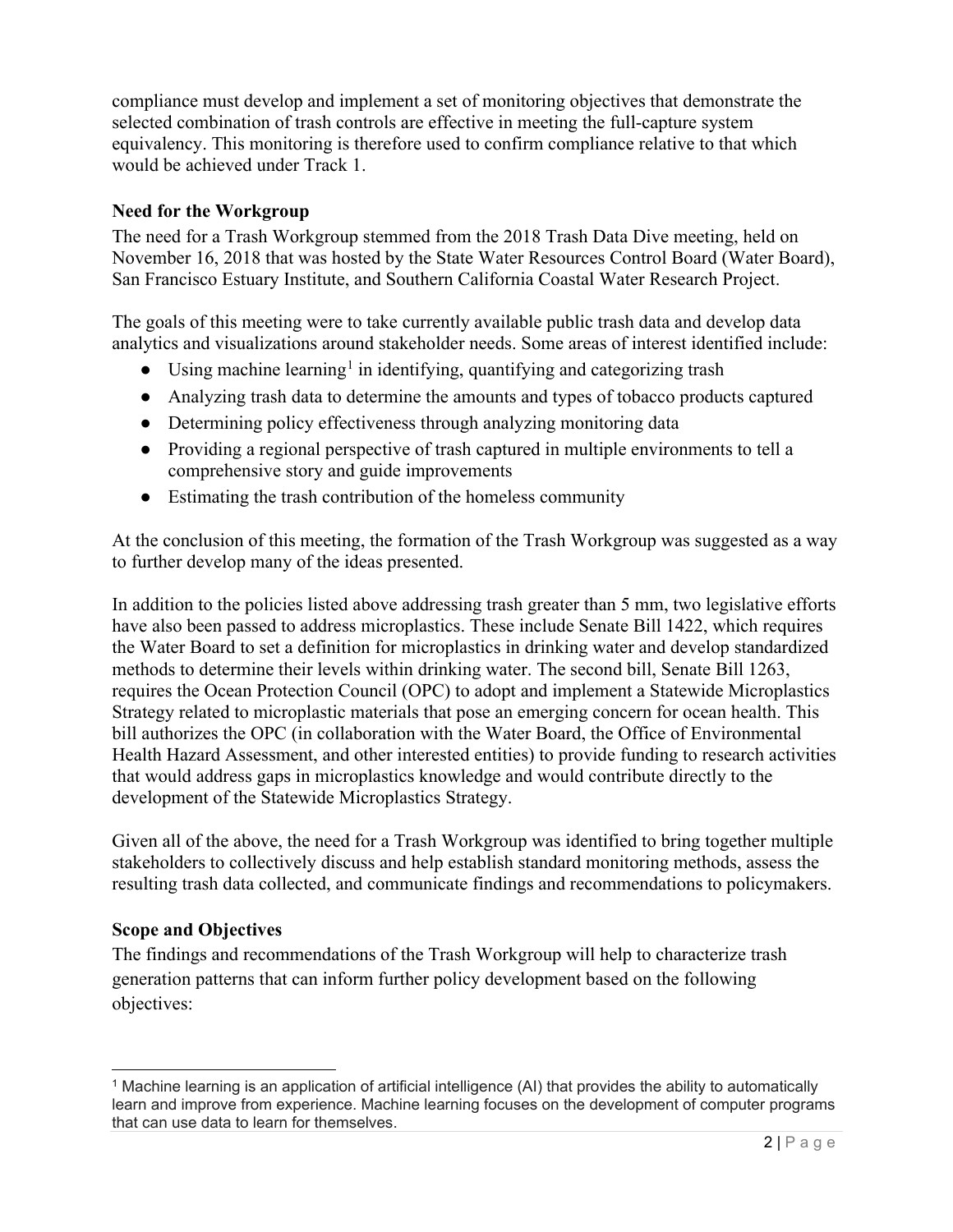compliance must develop and implement a set of monitoring objectives that demonstrate the selected combination of trash controls are effective in meeting the full-capture system equivalency. This monitoring is therefore used to confirm compliance relative to that which would be achieved under Track 1.

**Need for the Workgroup**

The need for a Trash Workgroup stemmed from the 2018 Trash Data Dive meeting, held on November 16, 2018 that was hosted by the State Water Resources Control Board (Water Board), San Francisco Estuary Institute, and Southern California Coastal Water Research Project.

The goals of this meeting were to take currently available public trash data and develop data analytics and visualizations around stakeholder needs. Some areas of interest identified include:

- Using machine learning[1] in identifying, quantifying and categorizing trash
- Analyzing trash data to determine the amounts and types of tobacco products captured
- Determining policy effectiveness through analyzing monitoring data
- Providing a regional perspective of trash captured in multiple environments to tell a comprehensive story and guide improvements
- Estimating the trash contribution of the homeless community

At the conclusion of this meeting, the formation of the Trash Workgroup was suggested as a way to further develop many of the ideas presented.

In addition to the policies listed above addressing trash greater than 5 mm, two legislative efforts have also been passed to address microplastics. These include Senate Bill 1422, which requires the Water Board to set a definition for microplastics in drinking water and develop standardized methods to determine their levels within drinking water. The second bill, Senate Bill 1263, requires the Ocean Protection Council (OPC) to adopt and implement a Statewide Microplastics Strategy related to microplastic materials that pose an emerging concern for ocean health. This bill authorizes the OPC (in collaboration with the Water Board, the Office of Environmental Health Hazard Assessment, and other interested entities) to provide funding to research activities that would address gaps in microplastics knowledge and would contribute directly to the development of the Statewide Microplastics Strategy.

Given all of the above, the need for a Trash Workgroup was identified to bring together multiple stakeholders to collectively discuss and help establish standard monitoring methods, assess the resulting trash data collected, and communicate findings and recommendations to policymakers.

**Scope and Objectives**

The findings and recommendations of the Trash Workgroup will help to characterize trash generation patterns that can inform further policy development based on the following objectives:

[1] Machine learning is an application of artificial intelligence (AI) that provides the ability to automatically learn and improve from experience. Machine learning focuses on the development of computer programs that can use data to learn for themselves.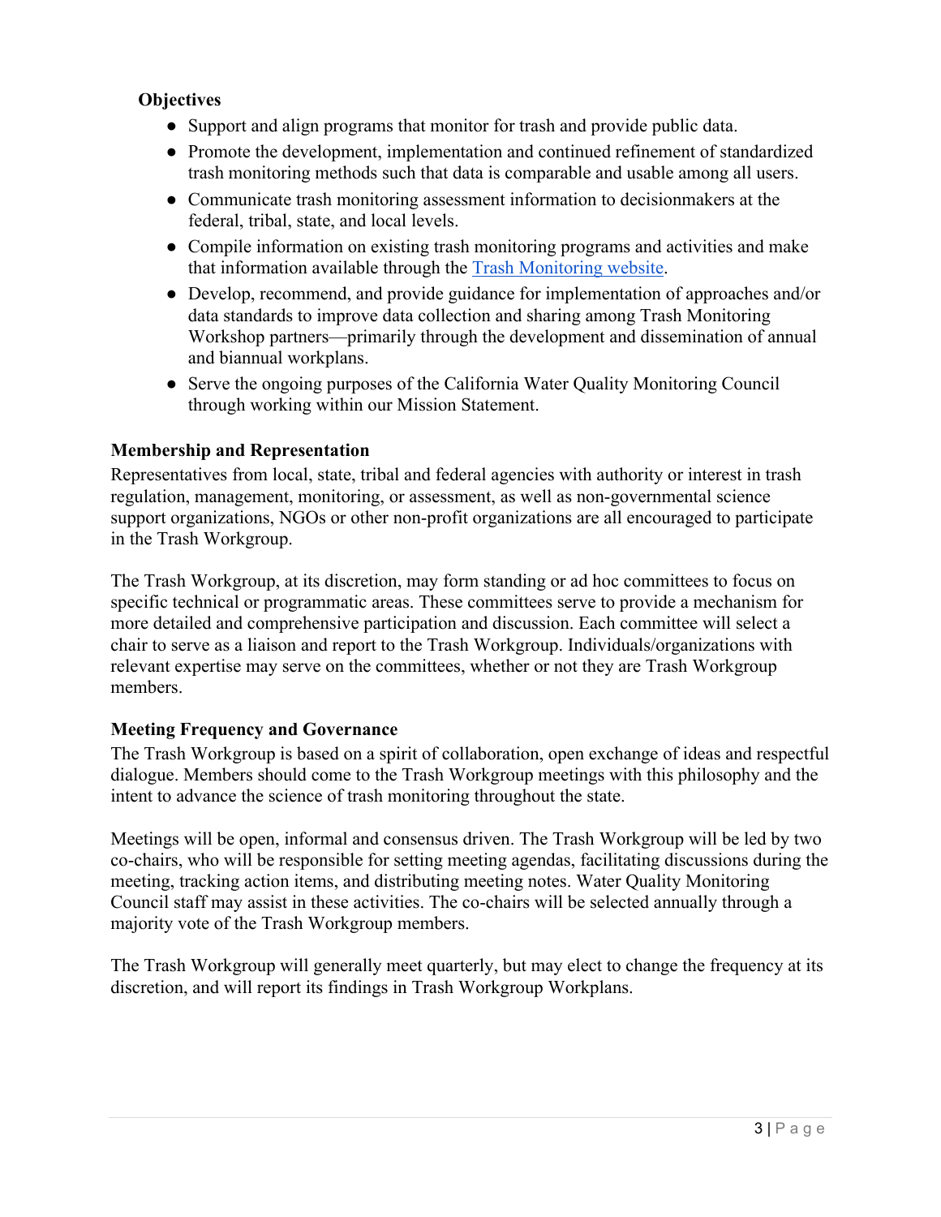**Objectives**

- Support and align programs that monitor for trash and provide public data.
- Promote the development, implementation and continued refinement of standardized trash monitoring methods such that data is comparable and usable among all users.
- Communicate trash monitoring assessment information to decisionmakers at the federal, tribal, state, and local levels.
- Compile information on existing trash monitoring programs and activities and make that information available through the Trash Monitoring website.
- Develop, recommend, and provide guidance for implementation of approaches and/or data standards to improve data collection and sharing among Trash Monitoring Workshop partners—primarily through the development and dissemination of annual and biannual workplans.
- Serve the ongoing purposes of the California Water Quality Monitoring Council through working within our Mission Statement.

**Membership and Representation**

Representatives from local, state, tribal and federal agencies with authority or interest in trash regulation, management, monitoring, or assessment, as well as non-governmental science support organizations, NGOs or other non-profit organizations are all encouraged to participate in the Trash Workgroup.

The Trash Workgroup, at its discretion, may form standing or ad hoc committees to focus on specific technical or programmatic areas. These committees serve to provide a mechanism for more detailed and comprehensive participation and discussion. Each committee will select a chair to serve as a liaison and report to the Trash Workgroup. Individuals/organizations with relevant expertise may serve on the committees, whether or not they are Trash Workgroup members.

**Meeting Frequency and Governance**

The Trash Workgroup is based on a spirit of collaboration, open exchange of ideas and respectful dialogue. Members should come to the Trash Workgroup meetings with this philosophy and the intent to advance the science of trash monitoring throughout the state.

Meetings will be open, informal and consensus driven. The Trash Workgroup will be led by two co-chairs, who will be responsible for setting meeting agendas, facilitating discussions during the meeting, tracking action items, and distributing meeting notes. Water Quality Monitoring Council staff may assist in these activities. The co-chairs will be selected annually through a majority vote of the Trash Workgroup members.

The Trash Workgroup will generally meet quarterly, but may elect to change the frequency at its discretion, and will report its findings in Trash Workgroup Workplans.